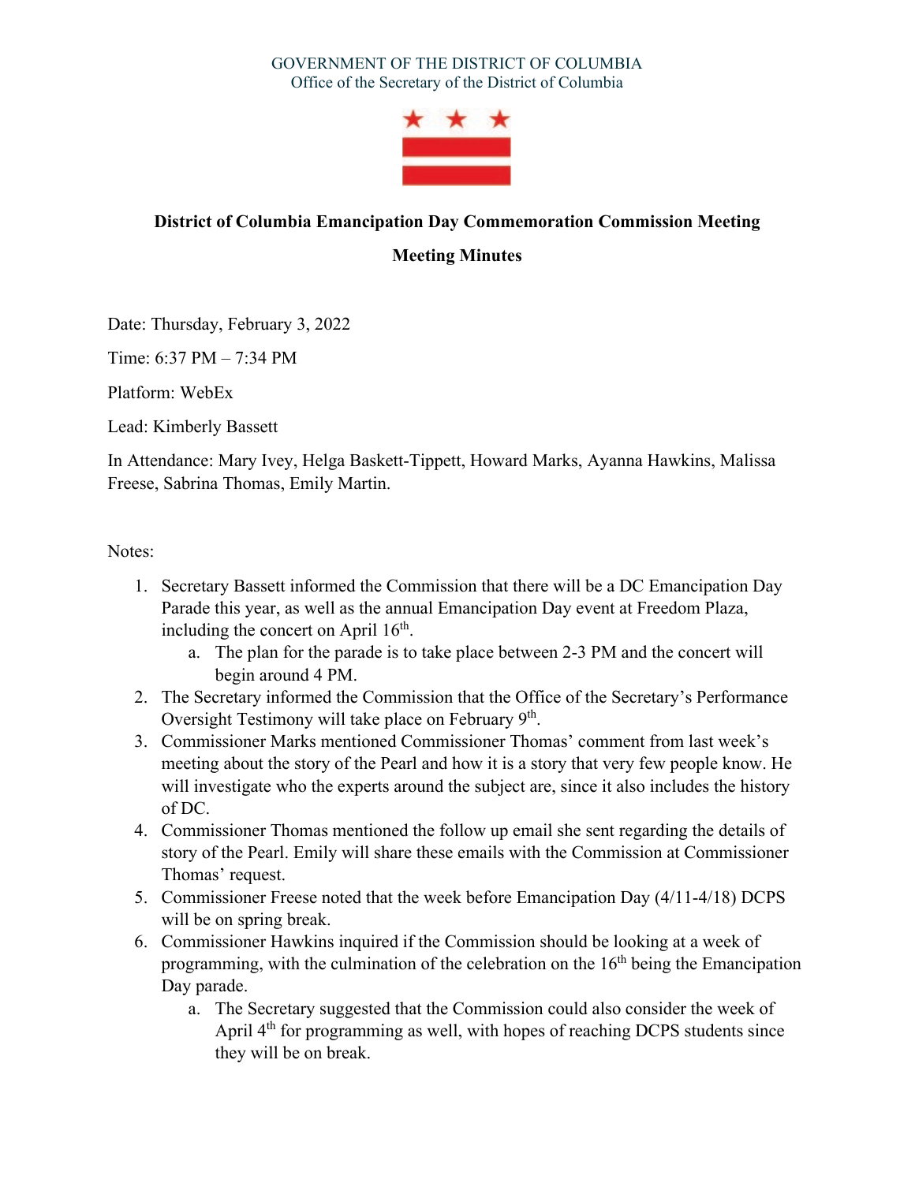GOVERNMENT OF THE DISTRICT OF COLUMBIA
Office of the Secretary of the District of Columbia

**District of Columbia Emancipation Day Commemoration Commission Meeting**

**Meeting Minutes**

Date: Thursday, February 3, 2022

Time: 6:37 PM – 7:34 PM

Platform: WebEx

Lead: Kimberly Bassett

In Attendance: Mary Ivey, Helga Baskett-Tippett, Howard Marks, Ayanna Hawkins, Malissa Freese, Sabrina Thomas, Emily Martin.

Notes:

1. Secretary Bassett informed the Commission that there will be a DC Emancipation Day Parade this year, as well as the annual Emancipation Day event at Freedom Plaza, including the concert on April 16th.
    a. The plan for the parade is to take place between 2-3 PM and the concert will begin around 4 PM.
2. The Secretary informed the Commission that the Office of the Secretary's Performance Oversight Testimony will take place on February 9th.
3. Commissioner Marks mentioned Commissioner Thomas' comment from last week's meeting about the story of the Pearl and how it is a story that very few people know. He will investigate who the experts around the subject are, since it also includes the history of DC.
4. Commissioner Thomas mentioned the follow up email she sent regarding the details of story of the Pearl. Emily will share these emails with the Commission at Commissioner Thomas' request.
5. Commissioner Freese noted that the week before Emancipation Day (4/11-4/18) DCPS will be on spring break.
6. Commissioner Hawkins inquired if the Commission should be looking at a week of programming, with the culmination of the celebration on the 16th being the Emancipation Day parade.
    a. The Secretary suggested that the Commission could also consider the week of April 4th for programming as well, with hopes of reaching DCPS students since they will be on break.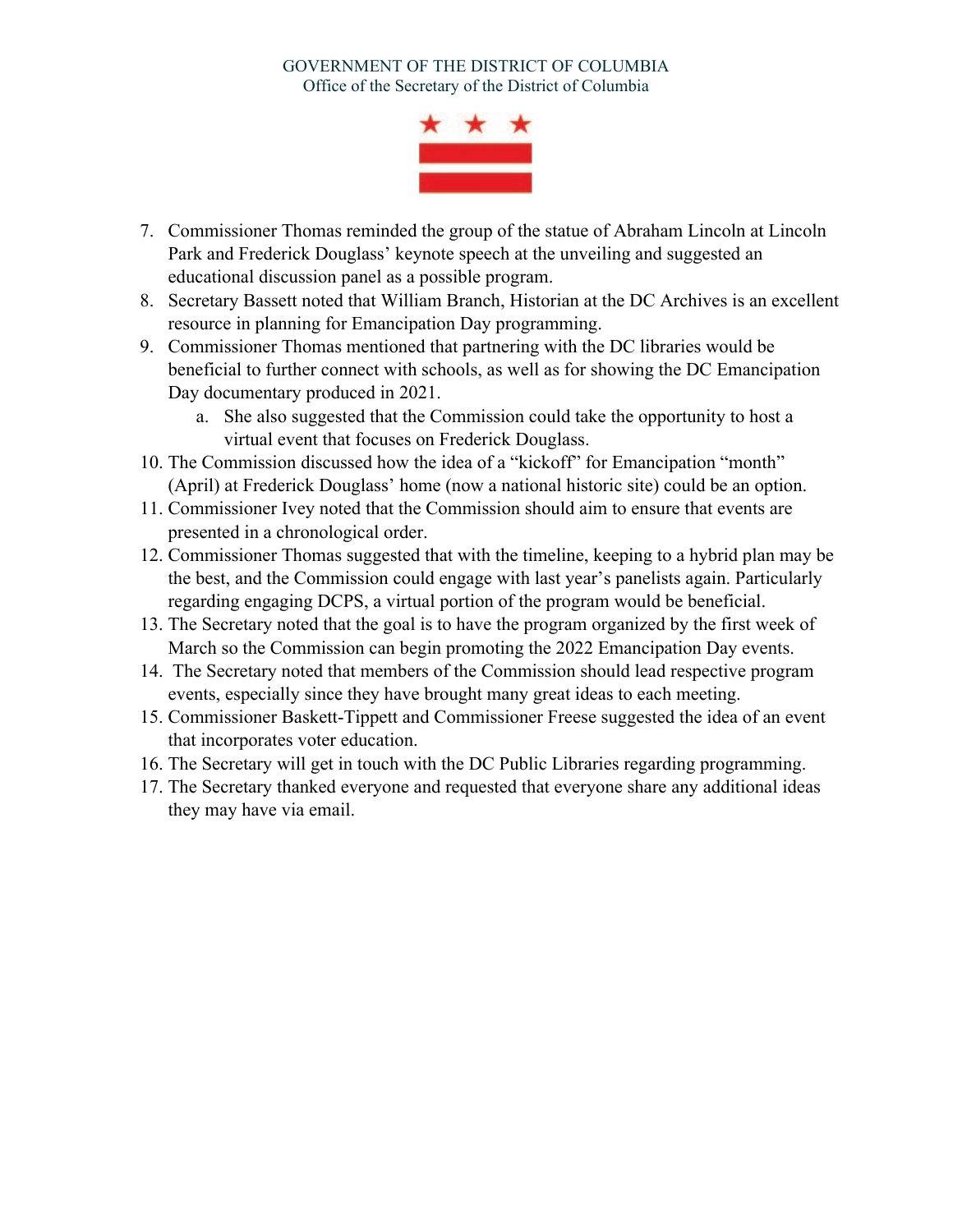GOVERNMENT OF THE DISTRICT OF COLUMBIA
Office of the Secretary of the District of Columbia

7. Commissioner Thomas reminded the group of the statue of Abraham Lincoln at Lincoln Park and Frederick Douglass' keynote speech at the unveiling and suggested an educational discussion panel as a possible program.
8. Secretary Bassett noted that William Branch, Historian at the DC Archives is an excellent resource in planning for Emancipation Day programming.
9. Commissioner Thomas mentioned that partnering with the DC libraries would be beneficial to further connect with schools, as well as for showing the DC Emancipation Day documentary produced in 2021.
   a. She also suggested that the Commission could take the opportunity to host a virtual event that focuses on Frederick Douglass.
10. The Commission discussed how the idea of a "kickoff" for Emancipation "month" (April) at Frederick Douglass' home (now a national historic site) could be an option.
11. Commissioner Ivey noted that the Commission should aim to ensure that events are presented in a chronological order.
12. Commissioner Thomas suggested that with the timeline, keeping to a hybrid plan may be the best, and the Commission could engage with last year's panelists again. Particularly regarding engaging DCPS, a virtual portion of the program would be beneficial.
13. The Secretary noted that the goal is to have the program organized by the first week of March so the Commission can begin promoting the 2022 Emancipation Day events.
14. The Secretary noted that members of the Commission should lead respective program events, especially since they have brought many great ideas to each meeting.
15. Commissioner Baskett-Tippett and Commissioner Freese suggested the idea of an event that incorporates voter education.
16. The Secretary will get in touch with the DC Public Libraries regarding programming.
17. The Secretary thanked everyone and requested that everyone share any additional ideas they may have via email.